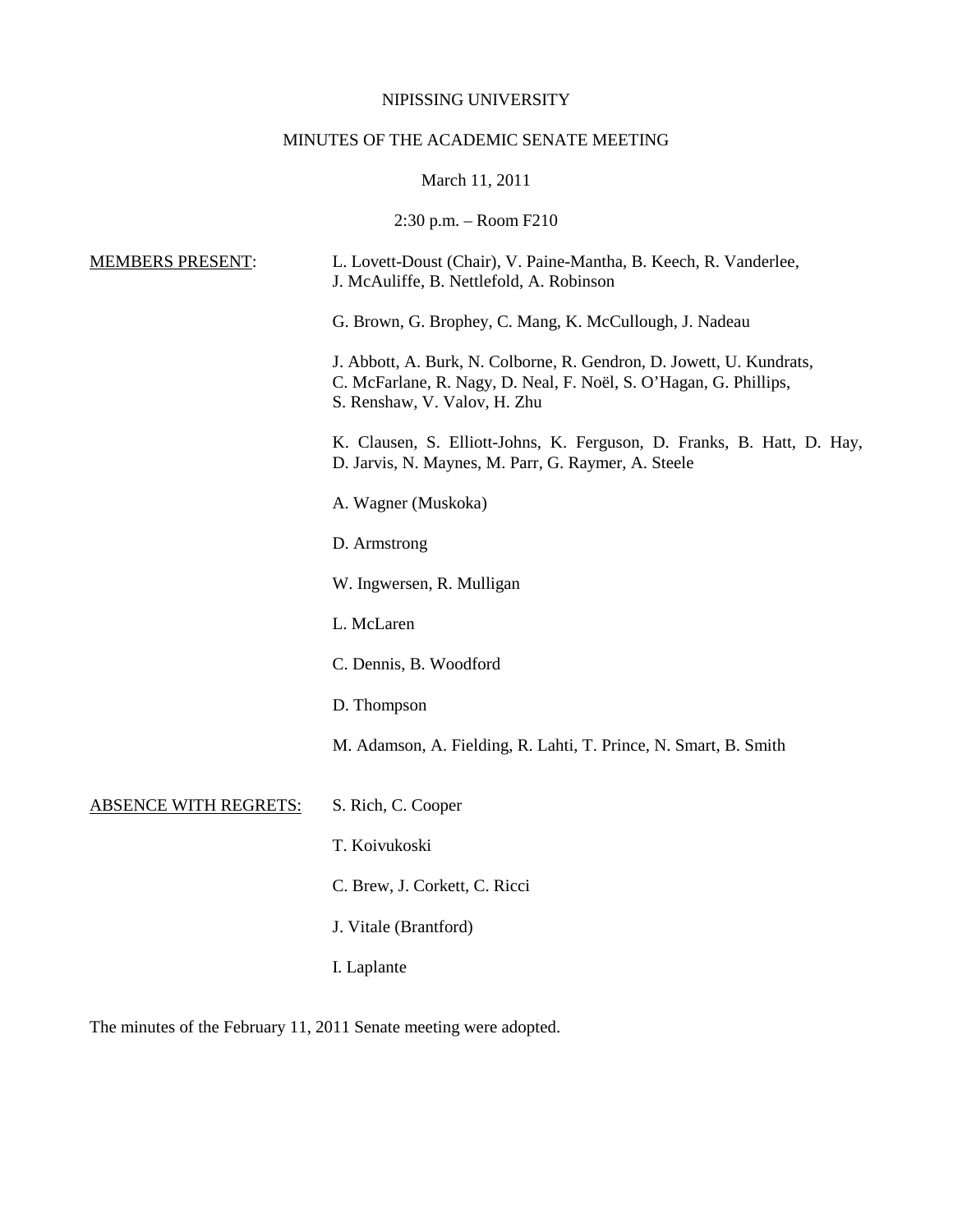NIPISSING UNIVERSITY

MINUTES OF THE ACADEMIC SENATE MEETING

March 11, 2011

2:30 p.m. – Room F210

<u>MEMBERS PRESENT</u>:

L. Lovett-Doust (Chair), V. Paine-Mantha, B. Keech, R. Vanderlee, J. McAuliffe, B. Nettlefold, A. Robinson

G. Brown, G. Brophey, C. Mang, K. McCullough, J. Nadeau

J. Abbott, A. Burk, N. Colborne, R. Gendron, D. Jowett, U. Kundrats, C. McFarlane, R. Nagy, D. Neal, F. Noël, S. O'Hagan, G. Phillips, S. Renshaw, V. Valov, H. Zhu

K. Clausen, S. Elliott-Johns, K. Ferguson, D. Franks, B. Hatt, D. Hay, D. Jarvis, N. Maynes, M. Parr, G. Raymer, A. Steele

A. Wagner (Muskoka)

D. Armstrong

W. Ingwersen, R. Mulligan

L. McLaren

C. Dennis, B. Woodford

D. Thompson

M. Adamson, A. Fielding, R. Lahti, T. Prince, N. Smart, B. Smith

<u>ABSENCE WITH REGRETS:</u>

S. Rich, C. Cooper

T. Koivukoski

C. Brew, J. Corkett, C. Ricci

J. Vitale (Brantford)

I. Laplante

The minutes of the February 11, 2011 Senate meeting were adopted.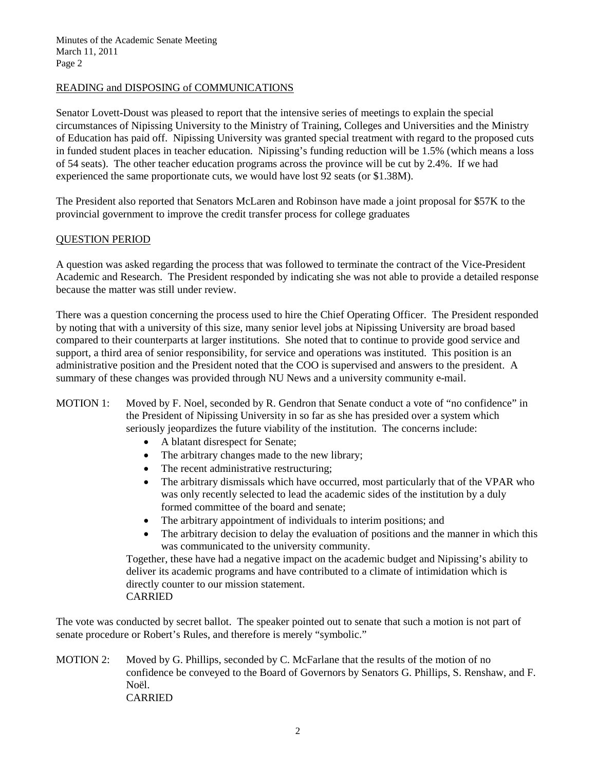## READING and DISPOSING of COMMUNICATIONS

Senator Lovett-Doust was pleased to report that the intensive series of meetings to explain the special circumstances of Nipissing University to the Ministry of Training, Colleges and Universities and the Ministry of Education has paid off. Nipissing University was granted special treatment with regard to the proposed cuts in funded student places in teacher education. Nipissing's funding reduction will be 1.5% (which means a loss of 54 seats). The other teacher education programs across the province will be cut by 2.4%. If we had experienced the same proportionate cuts, we would have lost 92 seats (or $1.38M).

The President also reported that Senators McLaren and Robinson have made a joint proposal for $57K to the provincial government to improve the credit transfer process for college graduates

## QUESTION PERIOD

A question was asked regarding the process that was followed to terminate the contract of the Vice-President Academic and Research. The President responded by indicating she was not able to provide a detailed response because the matter was still under review.

There was a question concerning the process used to hire the Chief Operating Officer. The President responded by noting that with a university of this size, many senior level jobs at Nipissing University are broad based compared to their counterparts at larger institutions. She noted that to continue to provide good service and support, a third area of senior responsibility, for service and operations was instituted. This position is an administrative position and the President noted that the COO is supervised and answers to the president. A summary of these changes was provided through NU News and a university community e-mail.

MOTION 1: Moved by F. Noel, seconded by R. Gendron that Senate conduct a vote of "no confidence" in the President of Nipissing University in so far as she has presided over a system which seriously jeopardizes the future viability of the institution. The concerns include:

- A blatant disrespect for Senate;
- The arbitrary changes made to the new library;
- The recent administrative restructuring;
- The arbitrary dismissals which have occurred, most particularly that of the VPAR who was only recently selected to lead the academic sides of the institution by a duly formed committee of the board and senate;
- The arbitrary appointment of individuals to interim positions; and
- The arbitrary decision to delay the evaluation of positions and the manner in which this was communicated to the university community.

Together, these have had a negative impact on the academic budget and Nipissing's ability to deliver its academic programs and have contributed to a climate of intimidation which is directly counter to our mission statement.
CARRIED

The vote was conducted by secret ballot. The speaker pointed out to senate that such a motion is not part of senate procedure or Robert's Rules, and therefore is merely "symbolic."

MOTION 2: Moved by G. Phillips, seconded by C. McFarlane that the results of the motion of no confidence be conveyed to the Board of Governors by Senators G. Phillips, S. Renshaw, and F. Noël.
CARRIED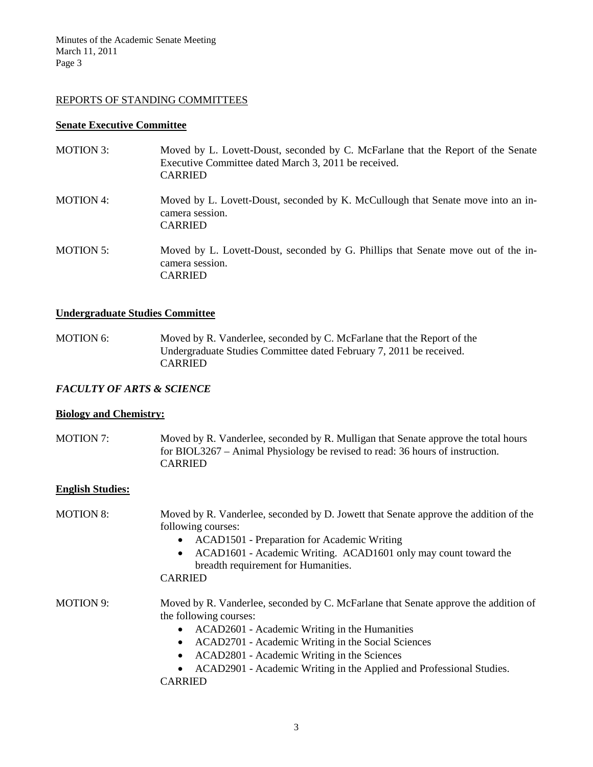## REPORTS OF STANDING COMMITTEES

### Senate Executive Committee

MOTION 3: Moved by L. Lovett-Doust, seconded by C. McFarlane that the Report of the Senate Executive Committee dated March 3, 2011 be received.
CARRIED

MOTION 4: Moved by L. Lovett-Doust, seconded by K. McCullough that Senate move into an in-camera session.
CARRIED

MOTION 5: Moved by L. Lovett-Doust, seconded by G. Phillips that Senate move out of the in-camera session.
CARRIED

### Undergraduate Studies Committee

MOTION 6: Moved by R. Vanderlee, seconded by C. McFarlane that the Report of the Undergraduate Studies Committee dated February 7, 2011 be received.
CARRIED

### *FACULTY OF ARTS & SCIENCE*

#### Biology and Chemistry:

MOTION 7: Moved by R. Vanderlee, seconded by R. Mulligan that Senate approve the total hours for BIOL3267 – Animal Physiology be revised to read: 36 hours of instruction.
CARRIED

#### English Studies:

MOTION 8: Moved by R. Vanderlee, seconded by D. Jowett that Senate approve the addition of the following courses:

- ACAD1501 - Preparation for Academic Writing
- ACAD1601 - Academic Writing. ACAD1601 only may count toward the breadth requirement for Humanities.

CARRIED

MOTION 9: Moved by R. Vanderlee, seconded by C. McFarlane that Senate approve the addition of the following courses:

- ACAD2601 - Academic Writing in the Humanities
- ACAD2701 - Academic Writing in the Social Sciences
- ACAD2801 - Academic Writing in the Sciences
- ACAD2901 - Academic Writing in the Applied and Professional Studies.

CARRIED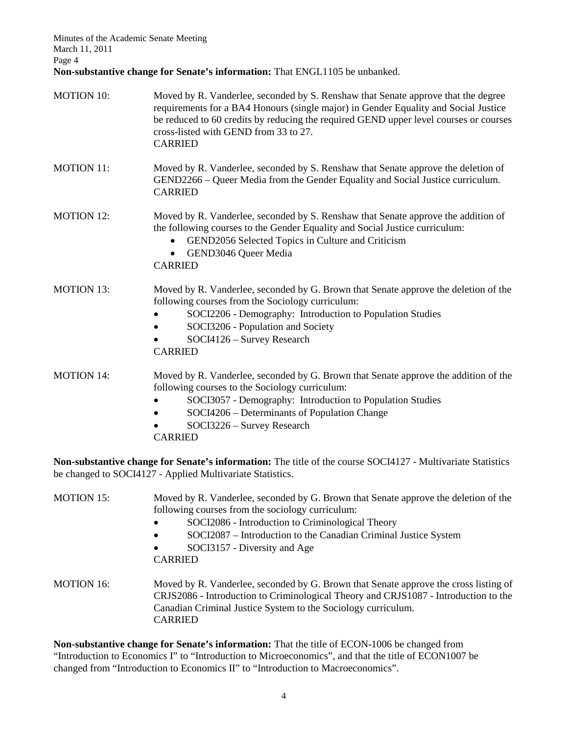**Non-substantive change for Senate's information:** That ENGL1105 be unbanked.

MOTION 10: Moved by R. Vanderlee, seconded by S. Renshaw that Senate approve that the degree requirements for a BA4 Honours (single major) in Gender Equality and Social Justice be reduced to 60 credits by reducing the required GEND upper level courses or courses cross-listed with GEND from 33 to 27.
CARRIED

MOTION 11: Moved by R. Vanderlee, seconded by S. Renshaw that Senate approve the deletion of GEND2266 – Queer Media from the Gender Equality and Social Justice curriculum.
CARRIED

MOTION 12: Moved by R. Vanderlee, seconded by S. Renshaw that Senate approve the addition of the following courses to the Gender Equality and Social Justice curriculum:

- GEND2056 Selected Topics in Culture and Criticism
- GEND3046 Queer Media

CARRIED

MOTION 13: Moved by R. Vanderlee, seconded by G. Brown that Senate approve the deletion of the following courses from the Sociology curriculum:

- SOCI2206 - Demography: Introduction to Population Studies
- SOCI3206 - Population and Society
- SOCI4126 – Survey Research

CARRIED

MOTION 14: Moved by R. Vanderlee, seconded by G. Brown that Senate approve the addition of the following courses to the Sociology curriculum:

- SOCI3057 - Demography: Introduction to Population Studies
- SOCI4206 – Determinants of Population Change
- SOCI3226 – Survey Research

CARRIED

**Non-substantive change for Senate's information:** The title of the course SOCI4127 - Multivariate Statistics be changed to SOCI4127 - Applied Multivariate Statistics.

MOTION 15: Moved by R. Vanderlee, seconded by G. Brown that Senate approve the deletion of the following courses from the sociology curriculum:

- SOCI2086 - Introduction to Criminological Theory
- SOCI2087 – Introduction to the Canadian Criminal Justice System
- SOCI3157 - Diversity and Age

CARRIED

MOTION 16: Moved by R. Vanderlee, seconded by G. Brown that Senate approve the cross listing of CRJS2086 - Introduction to Criminological Theory and CRJS1087 - Introduction to the Canadian Criminal Justice System to the Sociology curriculum.
CARRIED

**Non-substantive change for Senate's information:** That the title of ECON-1006 be changed from "Introduction to Economics I" to "Introduction to Microeconomics", and that the title of ECON1007 be changed from "Introduction to Economics II" to "Introduction to Macroeconomics".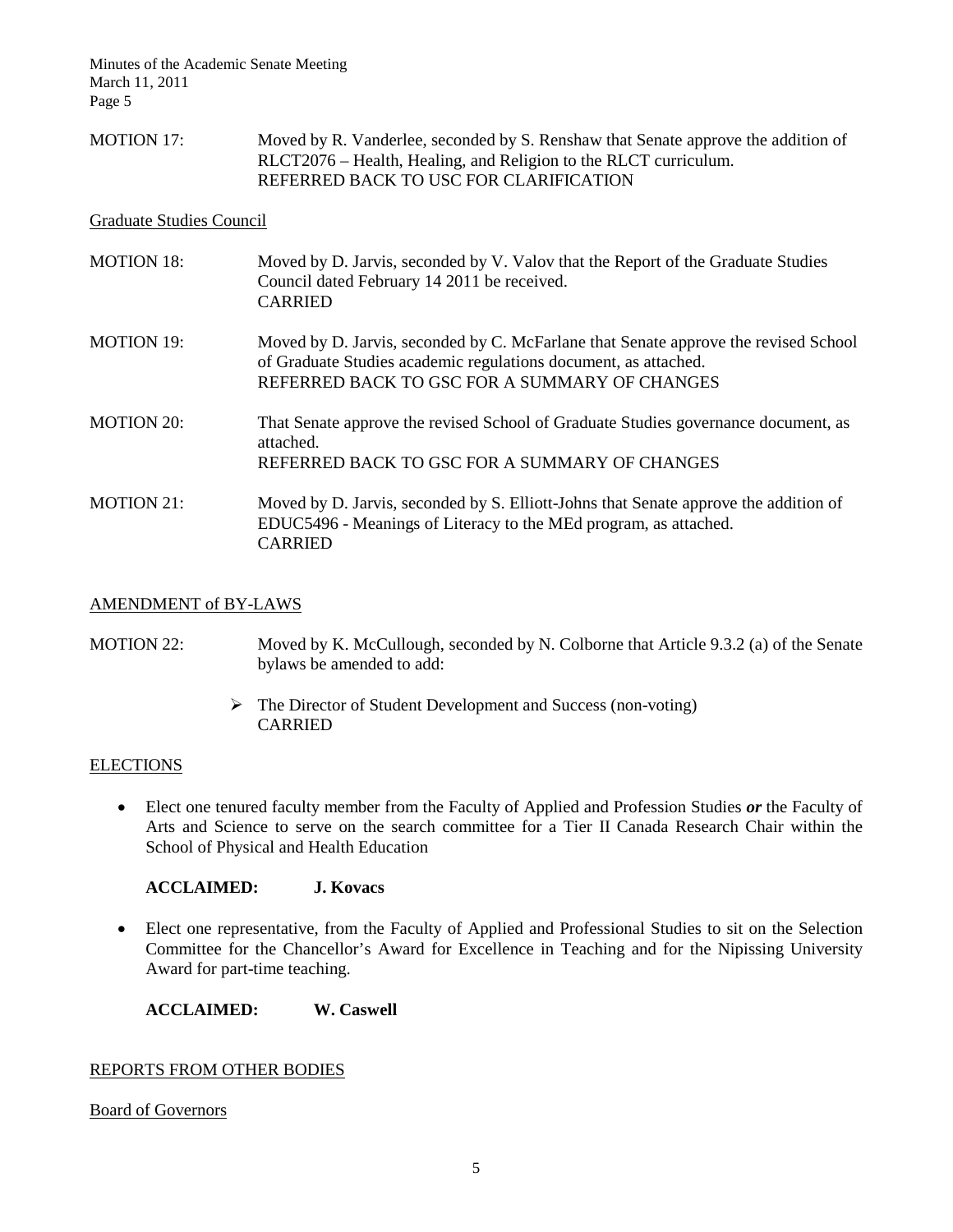MOTION 17: Moved by R. Vanderlee, seconded by S. Renshaw that Senate approve the addition of RLCT2076 – Health, Healing, and Religion to the RLCT curriculum.
REFERRED BACK TO USC FOR CLARIFICATION

Graduate Studies Council

MOTION 18: Moved by D. Jarvis, seconded by V. Valov that the Report of the Graduate Studies Council dated February 14 2011 be received.
CARRIED

MOTION 19: Moved by D. Jarvis, seconded by C. McFarlane that Senate approve the revised School of Graduate Studies academic regulations document, as attached.
REFERRED BACK TO GSC FOR A SUMMARY OF CHANGES

MOTION 20: That Senate approve the revised School of Graduate Studies governance document, as attached.
REFERRED BACK TO GSC FOR A SUMMARY OF CHANGES

MOTION 21: Moved by D. Jarvis, seconded by S. Elliott-Johns that Senate approve the addition of EDUC5496 - Meanings of Literacy to the MEd program, as attached.
CARRIED

## AMENDMENT of BY-LAWS

MOTION 22: Moved by K. McCullough, seconded by N. Colborne that Article 9.3.2 (a) of the Senate bylaws be amended to add:

- The Director of Student Development and Success (non-voting)
CARRIED

## ELECTIONS

- Elect one tenured faculty member from the Faculty of Applied and Profession Studies ***or*** the Faculty of Arts and Science to serve on the search committee for a Tier II Canada Research Chair within the School of Physical and Health Education

  **ACCLAIMED: J. Kovacs**

- Elect one representative, from the Faculty of Applied and Professional Studies to sit on the Selection Committee for the Chancellor's Award for Excellence in Teaching and for the Nipissing University Award for part-time teaching.

  **ACCLAIMED: W. Caswell**

## REPORTS FROM OTHER BODIES

Board of Governors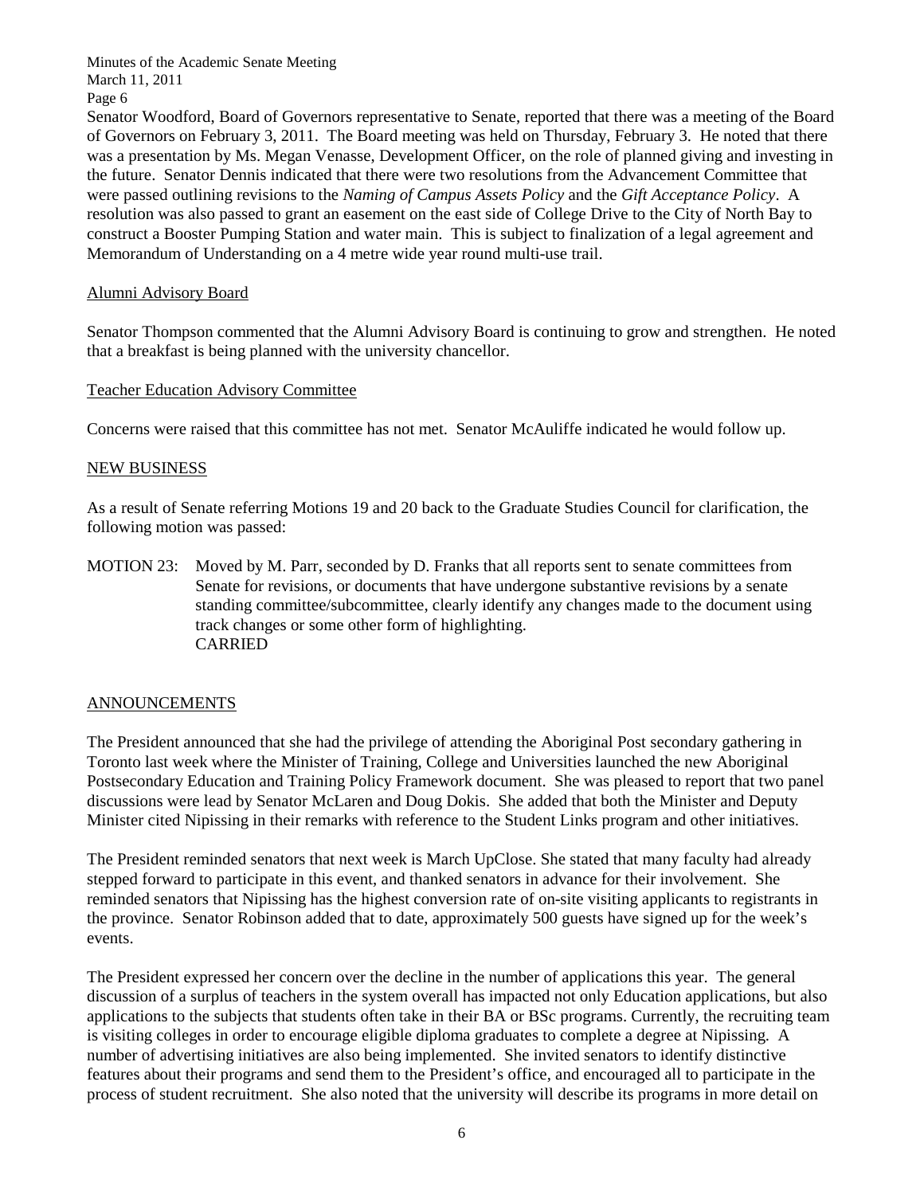Senator Woodford, Board of Governors representative to Senate, reported that there was a meeting of the Board of Governors on February 3, 2011. The Board meeting was held on Thursday, February 3. He noted that there was a presentation by Ms. Megan Venasse, Development Officer, on the role of planned giving and investing in the future. Senator Dennis indicated that there were two resolutions from the Advancement Committee that were passed outlining revisions to the *Naming of Campus Assets Policy* and the *Gift Acceptance Policy*. A resolution was also passed to grant an easement on the east side of College Drive to the City of North Bay to construct a Booster Pumping Station and water main. This is subject to finalization of a legal agreement and Memorandum of Understanding on a 4 metre wide year round multi-use trail.

<u>Alumni Advisory Board</u>

Senator Thompson commented that the Alumni Advisory Board is continuing to grow and strengthen. He noted that a breakfast is being planned with the university chancellor.

<u>Teacher Education Advisory Committee</u>

Concerns were raised that this committee has not met. Senator McAuliffe indicated he would follow up.

<u>NEW BUSINESS</u>

As a result of Senate referring Motions 19 and 20 back to the Graduate Studies Council for clarification, the following motion was passed:

MOTION 23: Moved by M. Parr, seconded by D. Franks that all reports sent to senate committees from Senate for revisions, or documents that have undergone substantive revisions by a senate standing committee/subcommittee, clearly identify any changes made to the document using track changes or some other form of highlighting.
CARRIED

<u>ANNOUNCEMENTS</u>

The President announced that she had the privilege of attending the Aboriginal Post secondary gathering in Toronto last week where the Minister of Training, College and Universities launched the new Aboriginal Postsecondary Education and Training Policy Framework document. She was pleased to report that two panel discussions were lead by Senator McLaren and Doug Dokis. She added that both the Minister and Deputy Minister cited Nipissing in their remarks with reference to the Student Links program and other initiatives.

The President reminded senators that next week is March UpClose. She stated that many faculty had already stepped forward to participate in this event, and thanked senators in advance for their involvement. She reminded senators that Nipissing has the highest conversion rate of on-site visiting applicants to registrants in the province. Senator Robinson added that to date, approximately 500 guests have signed up for the week's events.

The President expressed her concern over the decline in the number of applications this year. The general discussion of a surplus of teachers in the system overall has impacted not only Education applications, but also applications to the subjects that students often take in their BA or BSc programs. Currently, the recruiting team is visiting colleges in order to encourage eligible diploma graduates to complete a degree at Nipissing. A number of advertising initiatives are also being implemented. She invited senators to identify distinctive features about their programs and send them to the President's office, and encouraged all to participate in the process of student recruitment. She also noted that the university will describe its programs in more detail on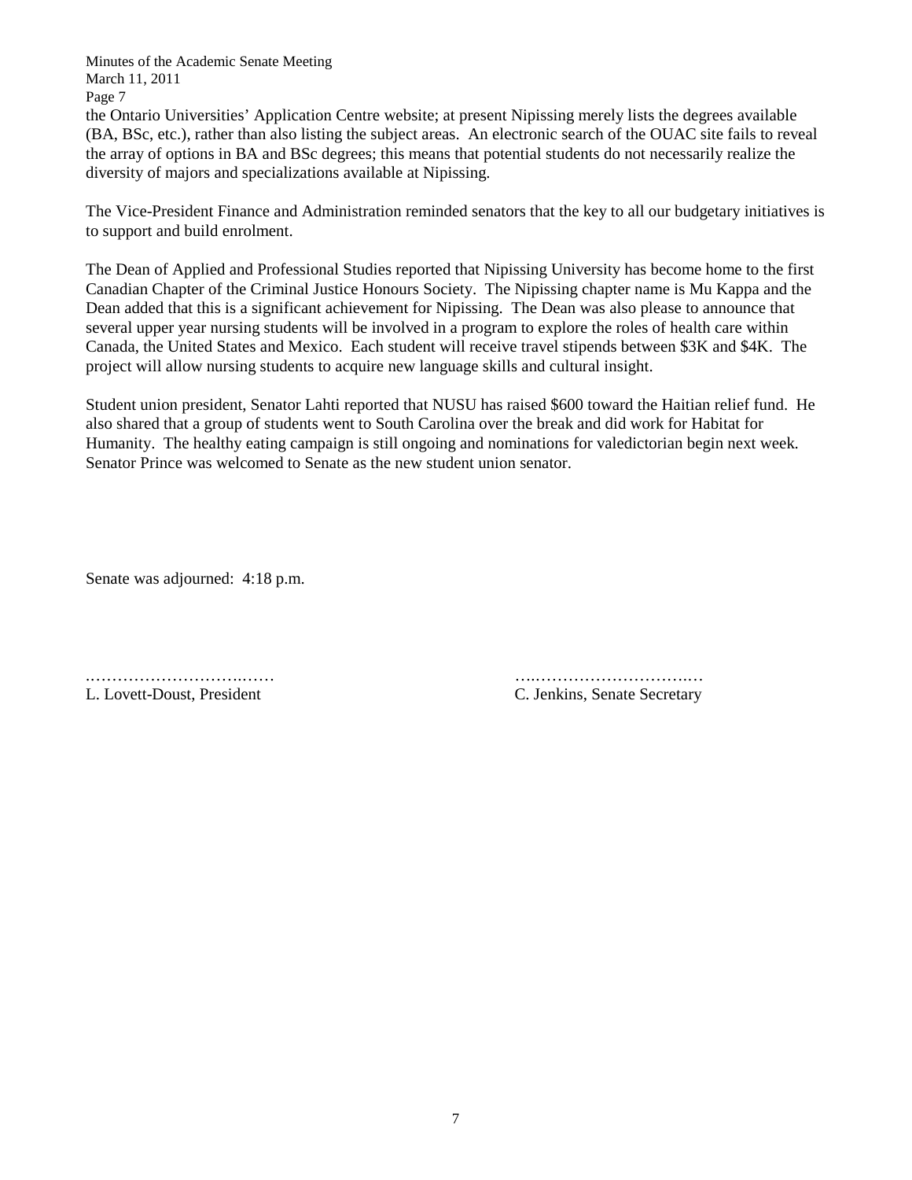the Ontario Universities' Application Centre website; at present Nipissing merely lists the degrees available (BA, BSc, etc.), rather than also listing the subject areas. An electronic search of the OUAC site fails to reveal the array of options in BA and BSc degrees; this means that potential students do not necessarily realize the diversity of majors and specializations available at Nipissing.

The Vice-President Finance and Administration reminded senators that the key to all our budgetary initiatives is to support and build enrolment.

The Dean of Applied and Professional Studies reported that Nipissing University has become home to the first Canadian Chapter of the Criminal Justice Honours Society. The Nipissing chapter name is Mu Kappa and the Dean added that this is a significant achievement for Nipissing. The Dean was also please to announce that several upper year nursing students will be involved in a program to explore the roles of health care within Canada, the United States and Mexico. Each student will receive travel stipends between $3K and $4K. The project will allow nursing students to acquire new language skills and cultural insight.

Student union president, Senator Lahti reported that NUSU has raised $600 toward the Haitian relief fund. He also shared that a group of students went to South Carolina over the break and did work for Habitat for Humanity. The healthy eating campaign is still ongoing and nominations for valedictorian begin next week. Senator Prince was welcomed to Senate as the new student union senator.

Senate was adjourned: 4:18 p.m.

..…………………….……  
L. Lovett-Doust, President

….…………………….…  
C. Jenkins, Senate Secretary